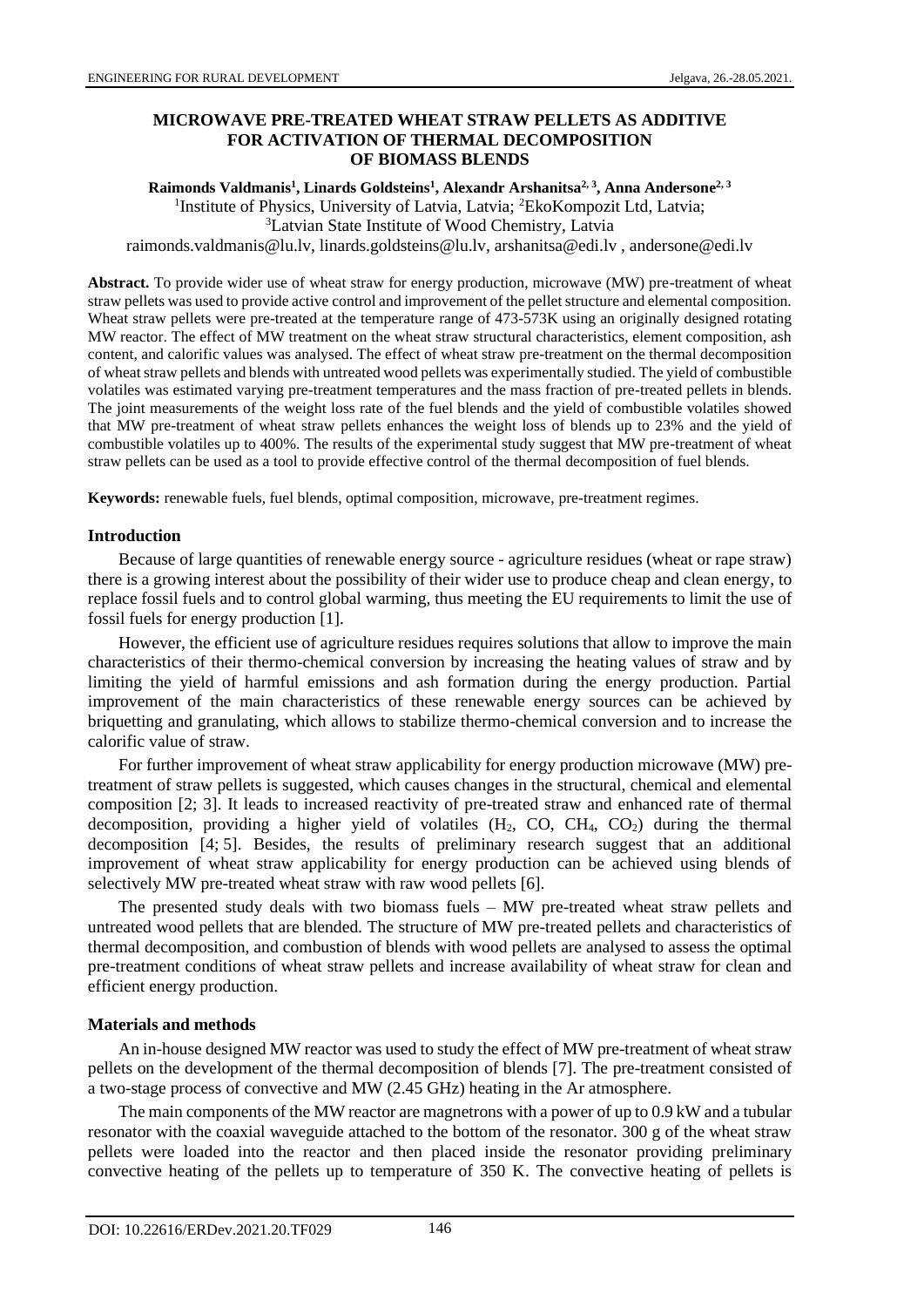# MICROWAVE PRE-TREATED WHEAT STRAW PELLETS AS ADDITIVE FOR ACTIVATION OF THERMAL DECOMPOSITION OF BIOMASS BLENDS

**Raimonds Valdmanis[1], Linards Goldsteins[1], Alexandr Arshanitsa[2,3], Anna Andersone[2,3]**

[1]Institute of Physics, University of Latvia, Latvia; [2]EkoKompozit Ltd, Latvia;
[3]Latvian State Institute of Wood Chemistry, Latvia
raimonds.valdmanis@lu.lv, linards.goldsteins@lu.lv, arshanitsa@edi.lv , andersone@edi.lv

**Abstract.** To provide wider use of wheat straw for energy production, microwave (MW) pre-treatment of wheat straw pellets was used to provide active control and improvement of the pellet structure and elemental composition. Wheat straw pellets were pre-treated at the temperature range of 473-573K using an originally designed rotating MW reactor. The effect of MW treatment on the wheat straw structural characteristics, element composition, ash content, and calorific values was analysed. The effect of wheat straw pre-treatment on the thermal decomposition of wheat straw pellets and blends with untreated wood pellets was experimentally studied. The yield of combustible volatiles was estimated varying pre-treatment temperatures and the mass fraction of pre-treated pellets in blends. The joint measurements of the weight loss rate of the fuel blends and the yield of combustible volatiles showed that MW pre-treatment of wheat straw pellets enhances the weight loss of blends up to 23% and the yield of combustible volatiles up to 400%. The results of the experimental study suggest that MW pre-treatment of wheat straw pellets can be used as a tool to provide effective control of the thermal decomposition of fuel blends.

**Keywords:** renewable fuels, fuel blends, optimal composition, microwave, pre-treatment regimes.

## Introduction

Because of large quantities of renewable energy source - agriculture residues (wheat or rape straw) there is a growing interest about the possibility of their wider use to produce cheap and clean energy, to replace fossil fuels and to control global warming, thus meeting the EU requirements to limit the use of fossil fuels for energy production [1].

However, the efficient use of agriculture residues requires solutions that allow to improve the main characteristics of their thermo-chemical conversion by increasing the heating values of straw and by limiting the yield of harmful emissions and ash formation during the energy production. Partial improvement of the main characteristics of these renewable energy sources can be achieved by briquetting and granulating, which allows to stabilize thermo-chemical conversion and to increase the calorific value of straw.

For further improvement of wheat straw applicability for energy production microwave (MW) pre-treatment of straw pellets is suggested, which causes changes in the structural, chemical and elemental composition [2; 3]. It leads to increased reactivity of pre-treated straw and enhanced rate of thermal decomposition, providing a higher yield of volatiles ($H_2$, CO, $CH_4$, $CO_2$) during the thermal decomposition [4; 5]. Besides, the results of preliminary research suggest that an additional improvement of wheat straw applicability for energy production can be achieved using blends of selectively MW pre-treated wheat straw with raw wood pellets [6].

The presented study deals with two biomass fuels – MW pre-treated wheat straw pellets and untreated wood pellets that are blended. The structure of MW pre-treated pellets and characteristics of thermal decomposition, and combustion of blends with wood pellets are analysed to assess the optimal pre-treatment conditions of wheat straw pellets and increase availability of wheat straw for clean and efficient energy production.

## Materials and methods

An in-house designed MW reactor was used to study the effect of MW pre-treatment of wheat straw pellets on the development of the thermal decomposition of blends [7]. The pre-treatment consisted of a two-stage process of convective and MW (2.45 GHz) heating in the Ar atmosphere.

The main components of the MW reactor are magnetrons with a power of up to 0.9 kW and a tubular resonator with the coaxial waveguide attached to the bottom of the resonator. 300 g of the wheat straw pellets were loaded into the reactor and then placed inside the resonator providing preliminary convective heating of the pellets up to temperature of 350 K. The convective heating of pellets is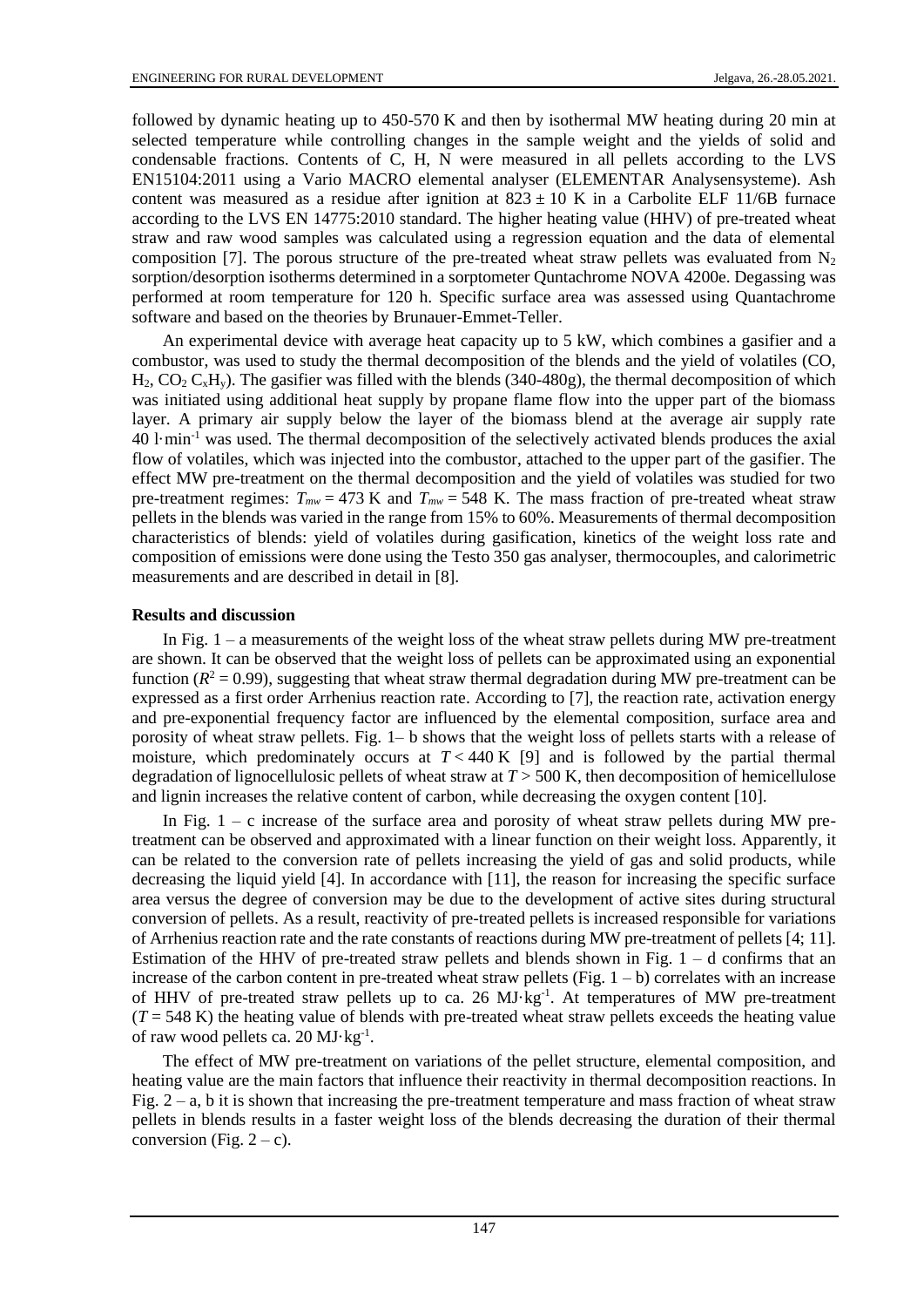followed by dynamic heating up to 450-570 K and then by isothermal MW heating during 20 min at selected temperature while controlling changes in the sample weight and the yields of solid and condensable fractions. Contents of C, H, N were measured in all pellets according to the LVS EN15104:2011 using a Vario MACRO elemental analyser (ELEMENTAR Analysensysteme). Ash content was measured as a residue after ignition at $823 \pm 10$ K in a Carbolite ELF 11/6B furnace according to the LVS EN 14775:2010 standard. The higher heating value (HHV) of pre-treated wheat straw and raw wood samples was calculated using a regression equation and the data of elemental composition [7]. The porous structure of the pre-treated wheat straw pellets was evaluated from $N_2$ sorption/desorption isotherms determined in a sorptometer Quntachrome NOVA 4200e. Degassing was performed at room temperature for 120 h. Specific surface area was assessed using Quantachrome software and based on the theories by Brunauer-Emmet-Teller.

An experimental device with average heat capacity up to 5 kW, which combines a gasifier and a combustor, was used to study the thermal decomposition of the blends and the yield of volatiles (CO, $H_2$, $CO_2$ $C_xH_y$). The gasifier was filled with the blends (340-480g), the thermal decomposition of which was initiated using additional heat supply by propane flame flow into the upper part of the biomass layer. A primary air supply below the layer of the biomass blend at the average air supply rate 40 $l \cdot min^{-1}$ was used. The thermal decomposition of the selectively activated blends produces the axial flow of volatiles, which was injected into the combustor, attached to the upper part of the gasifier. The effect MW pre-treatment on the thermal decomposition and the yield of volatiles was studied for two pre-treatment regimes: $T_{mw} = 473$ K and $T_{mw} = 548$ K. The mass fraction of pre-treated wheat straw pellets in the blends was varied in the range from 15% to 60%. Measurements of thermal decomposition characteristics of blends: yield of volatiles during gasification, kinetics of the weight loss rate and composition of emissions were done using the Testo 350 gas analyser, thermocouples, and calorimetric measurements and are described in detail in [8].

### Results and discussion

In Fig. 1 – a measurements of the weight loss of the wheat straw pellets during MW pre-treatment are shown. It can be observed that the weight loss of pellets can be approximated using an exponential function ($R^2 = 0.99$), suggesting that wheat straw thermal degradation during MW pre-treatment can be expressed as a first order Arrhenius reaction rate. According to [7], the reaction rate, activation energy and pre-exponential frequency factor are influenced by the elemental composition, surface area and porosity of wheat straw pellets. Fig. 1– b shows that the weight loss of pellets starts with a release of moisture, which predominately occurs at $T < 440$ K [9] and is followed by the partial thermal degradation of lignocellulosic pellets of wheat straw at $T > 500$ K, then decomposition of hemicellulose and lignin increases the relative content of carbon, while decreasing the oxygen content [10].

In Fig. 1 – c increase of the surface area and porosity of wheat straw pellets during MW pre-treatment can be observed and approximated with a linear function on their weight loss. Apparently, it can be related to the conversion rate of pellets increasing the yield of gas and solid products, while decreasing the liquid yield [4]. In accordance with [11], the reason for increasing the specific surface area versus the degree of conversion may be due to the development of active sites during structural conversion of pellets. As a result, reactivity of pre-treated pellets is increased responsible for variations of Arrhenius reaction rate and the rate constants of reactions during MW pre-treatment of pellets [4; 11]. Estimation of the HHV of pre-treated straw pellets and blends shown in Fig. 1 – d confirms that an increase of the carbon content in pre-treated wheat straw pellets (Fig. 1 – b) correlates with an increase of HHV of pre-treated straw pellets up to ca. 26 $MJ \cdot kg^{-1}$. At temperatures of MW pre-treatment ($T = 548$ K) the heating value of blends with pre-treated wheat straw pellets exceeds the heating value of raw wood pellets ca. 20 $MJ \cdot kg^{-1}$.

The effect of MW pre-treatment on variations of the pellet structure, elemental composition, and heating value are the main factors that influence their reactivity in thermal decomposition reactions. In Fig. 2 – a, b it is shown that increasing the pre-treatment temperature and mass fraction of wheat straw pellets in blends results in a faster weight loss of the blends decreasing the duration of their thermal conversion (Fig. 2 – c).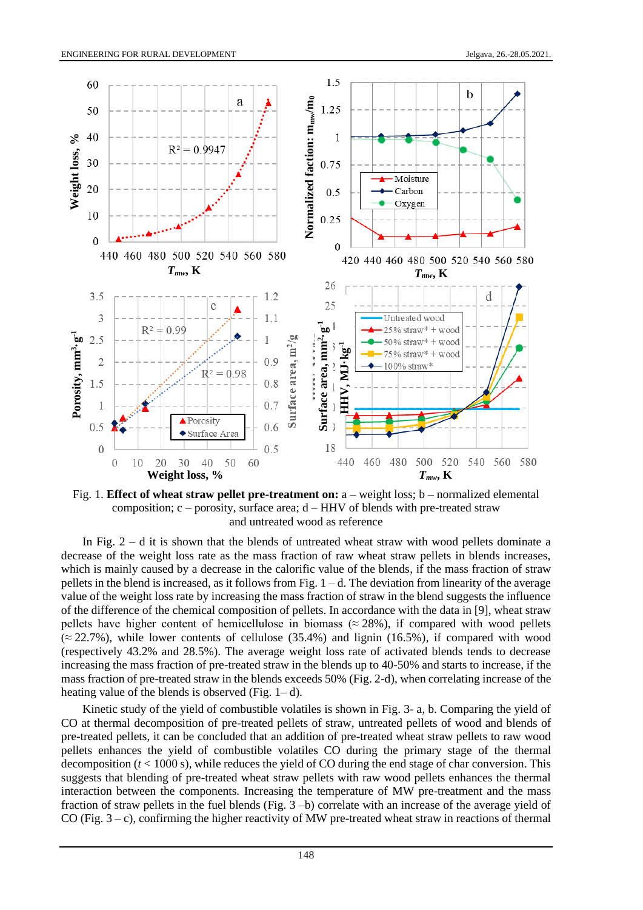Fig. 1. **Effect of wheat straw pellet pre-treatment on:** a – weight loss; b – normalized elemental composition; c – porosity, surface area; d – HHV of blends with pre-treated straw and untreated wood as reference

In Fig. 2 – d it is shown that the blends of untreated wheat straw with wood pellets dominate a decrease of the weight loss rate as the mass fraction of raw wheat straw pellets in blends increases, which is mainly caused by a decrease in the calorific value of the blends, if the mass fraction of straw pellets in the blend is increased, as it follows from Fig. 1 – d. The deviation from linearity of the average value of the weight loss rate by increasing the mass fraction of straw in the blend suggests the influence of the difference of the chemical composition of pellets. In accordance with the data in [9], wheat straw pellets have higher content of hemicellulose in biomass (≈ 28%), if compared with wood pellets (≈ 22.7%), while lower contents of cellulose (35.4%) and lignin (16.5%), if compared with wood (respectively 43.2% and 28.5%). The average weight loss rate of activated blends tends to decrease increasing the mass fraction of pre-treated straw in the blends up to 40-50% and starts to increase, if the mass fraction of pre-treated straw in the blends exceeds 50% (Fig. 2-d), when correlating increase of the heating value of the blends is observed (Fig. 1– d).

Kinetic study of the yield of combustible volatiles is shown in Fig. 3- a, b. Comparing the yield of CO at thermal decomposition of pre-treated pellets of straw, untreated pellets of wood and blends of pre-treated pellets, it can be concluded that an addition of pre-treated wheat straw pellets to raw wood pellets enhances the yield of combustible volatiles CO during the primary stage of the thermal decomposition ($t < 1000$ s), while reduces the yield of CO during the end stage of char conversion. This suggests that blending of pre-treated wheat straw pellets with raw wood pellets enhances the thermal interaction between the components. Increasing the temperature of MW pre-treatment and the mass fraction of straw pellets in the fuel blends (Fig. 3 –b) correlate with an increase of the average yield of CO (Fig. 3 – c), confirming the higher reactivity of MW pre-treated wheat straw in reactions of thermal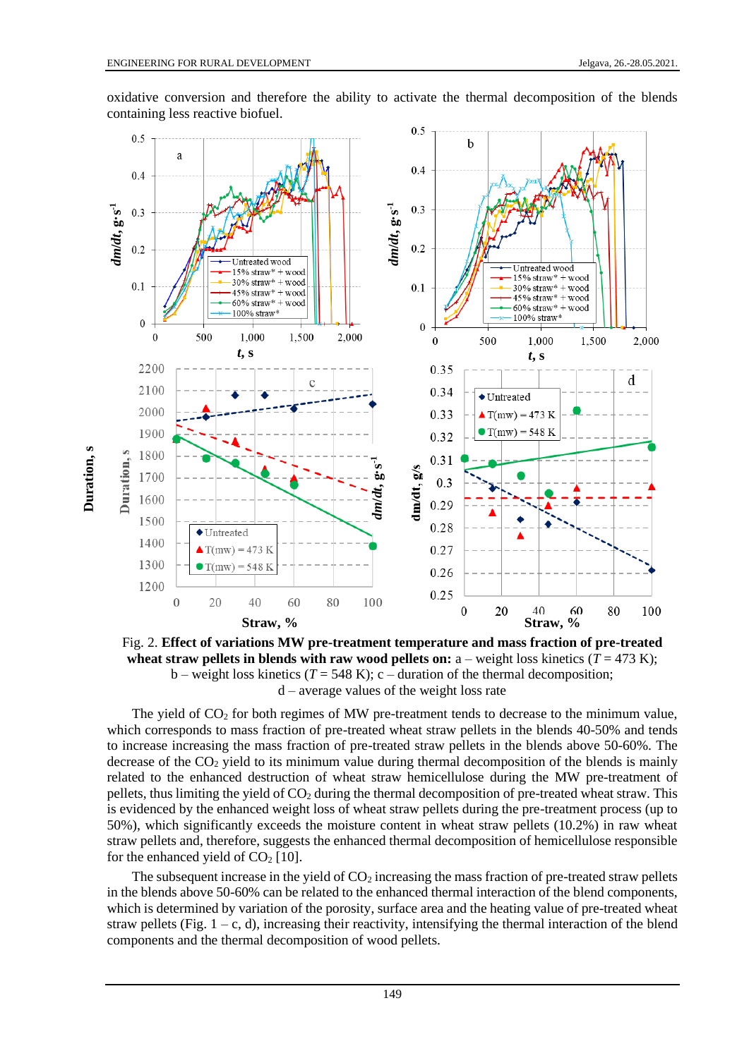oxidative conversion and therefore the ability to activate the thermal decomposition of the blends containing less reactive biofuel.

Fig. 2. **Effect of variations MW pre-treatment temperature and mass fraction of pre-treated wheat straw pellets in blends with raw wood pellets on:** a – weight loss kinetics ($T$ = 473 K); b – weight loss kinetics ($T$ = 548 K); c – duration of the thermal decomposition; d – average values of the weight loss rate

The yield of $CO_2$ for both regimes of MW pre-treatment tends to decrease to the minimum value, which corresponds to mass fraction of pre-treated wheat straw pellets in the blends 40-50% and tends to increase increasing the mass fraction of pre-treated straw pellets in the blends above 50-60%. The decrease of the $CO_2$ yield to its minimum value during thermal decomposition of the blends is mainly related to the enhanced destruction of wheat straw hemicellulose during the MW pre-treatment of pellets, thus limiting the yield of $CO_2$ during the thermal decomposition of pre-treated wheat straw. This is evidenced by the enhanced weight loss of wheat straw pellets during the pre-treatment process (up to 50%), which significantly exceeds the moisture content in wheat straw pellets (10.2%) in raw wheat straw pellets and, therefore, suggests the enhanced thermal decomposition of hemicellulose responsible for the enhanced yield of $CO_2$ [10].

The subsequent increase in the yield of $CO_2$ increasing the mass fraction of pre-treated straw pellets in the blends above 50-60% can be related to the enhanced thermal interaction of the blend components, which is determined by variation of the porosity, surface area and the heating value of pre-treated wheat straw pellets (Fig. 1 – c, d), increasing their reactivity, intensifying the thermal interaction of the blend components and the thermal decomposition of wood pellets.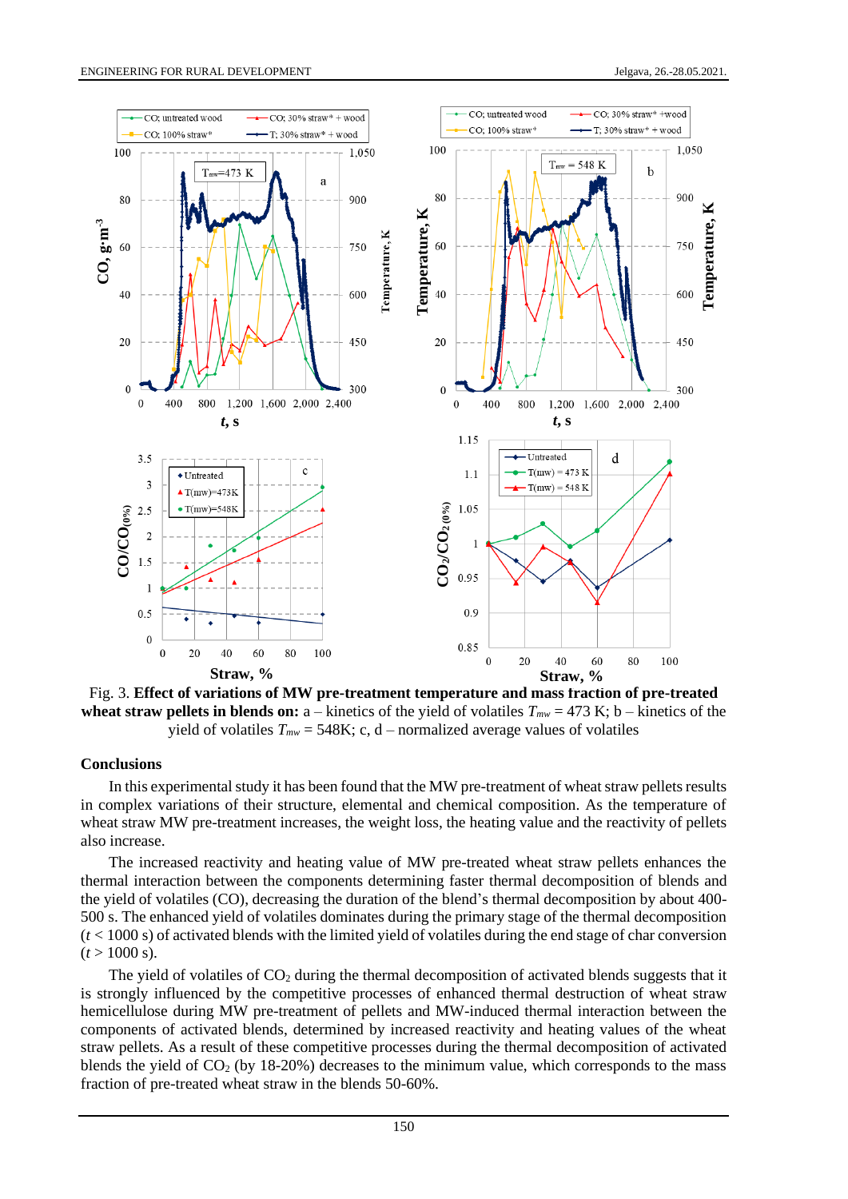Fig. 3. **Effect of variations of MW pre-treatment temperature and mass fraction of pre-treated wheat straw pellets in blends on:** a – kinetics of the yield of volatiles $T_{mw}$ = 473 K; b – kinetics of the yield of volatiles $T_{mw}$ = 548K; c, d – normalized average values of volatiles

## Conclusions

In this experimental study it has been found that the MW pre-treatment of wheat straw pellets results in complex variations of their structure, elemental and chemical composition. As the temperature of wheat straw MW pre-treatment increases, the weight loss, the heating value and the reactivity of pellets also increase.

The increased reactivity and heating value of MW pre-treated wheat straw pellets enhances the thermal interaction between the components determining faster thermal decomposition of blends and the yield of volatiles (CO), decreasing the duration of the blend's thermal decomposition by about 400-500 s. The enhanced yield of volatiles dominates during the primary stage of the thermal decomposition ($t$ < 1000 s) of activated blends with the limited yield of volatiles during the end stage of char conversion ($t$ > 1000 s).

The yield of volatiles of $CO_2$ during the thermal decomposition of activated blends suggests that it is strongly influenced by the competitive processes of enhanced thermal destruction of wheat straw hemicellulose during MW pre-treatment of pellets and MW-induced thermal interaction between the components of activated blends, determined by increased reactivity and heating values of the wheat straw pellets. As a result of these competitive processes during the thermal decomposition of activated blends the yield of $CO_2$ (by 18-20%) decreases to the minimum value, which corresponds to the mass fraction of pre-treated wheat straw in the blends 50-60%.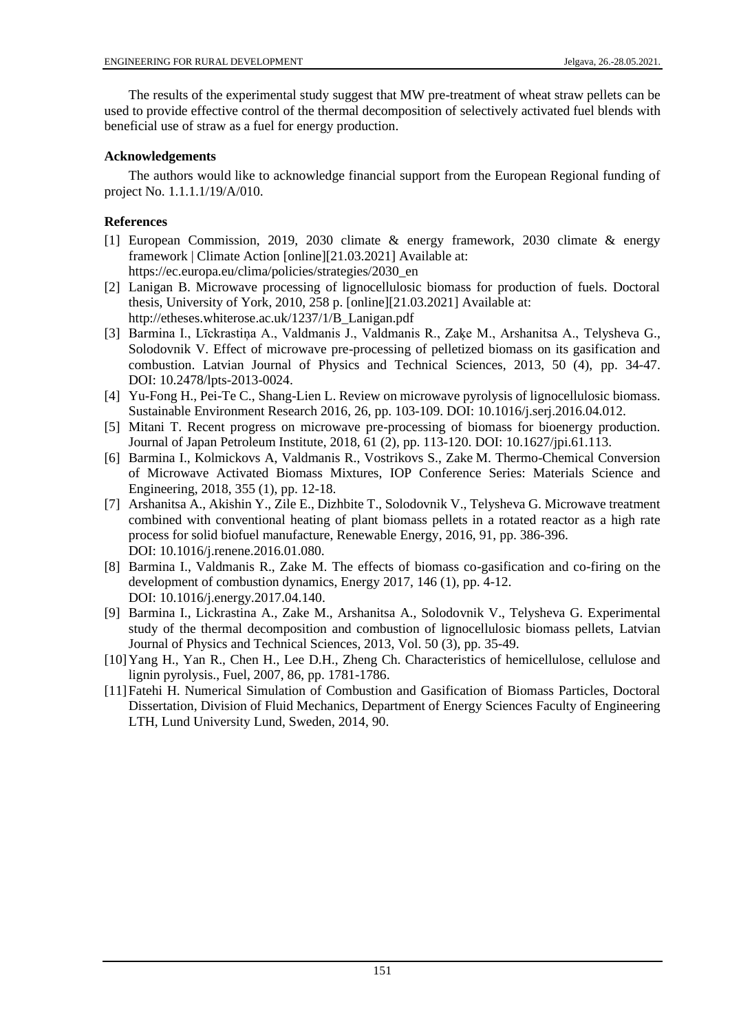The results of the experimental study suggest that MW pre-treatment of wheat straw pellets can be used to provide effective control of the thermal decomposition of selectively activated fuel blends with beneficial use of straw as a fuel for energy production.

## Acknowledgements

The authors would like to acknowledge financial support from the European Regional funding of project No. 1.1.1.1/19/A/010.

## References

[1] European Commission, 2019, 2030 climate & energy framework, 2030 climate & energy framework | Climate Action [online][21.03.2021] Available at: https://ec.europa.eu/clima/policies/strategies/2030_en

[2] Lanigan B. Microwave processing of lignocellulosic biomass for production of fuels. Doctoral thesis, University of York, 2010, 258 p. [online][21.03.2021] Available at: http://etheses.whiterose.ac.uk/1237/1/B_Lanigan.pdf

[3] Barmina I., Līckrastiņa A., Valdmanis J., Valdmanis R., Zaķe M., Arshanitsa A., Telysheva G., Solodovnik V. Effect of microwave pre-processing of pelletized biomass on its gasification and combustion. Latvian Journal of Physics and Technical Sciences, 2013, 50 (4), pp. 34-47. DOI: 10.2478/lpts-2013-0024.

[4] Yu-Fong H., Pei-Te C., Shang-Lien L. Review on microwave pyrolysis of lignocellulosic biomass. Sustainable Environment Research 2016, 26, pp. 103-109. DOI: 10.1016/j.serj.2016.04.012.

[5] Mitani T. Recent progress on microwave pre-processing of biomass for bioenergy production. Journal of Japan Petroleum Institute, 2018, 61 (2), pp. 113-120. DOI: 10.1627/jpi.61.113.

[6] Barmina I., Kolmickovs A, Valdmanis R., Vostrikovs S., Zake M. Thermo-Chemical Conversion of Microwave Activated Biomass Mixtures, IOP Conference Series: Materials Science and Engineering, 2018, 355 (1), pp. 12-18.

[7] Arshanitsa A., Akishin Y., Zile E., Dizhbite T., Solodovnik V., Telysheva G. Microwave treatment combined with conventional heating of plant biomass pellets in a rotated reactor as a high rate process for solid biofuel manufacture, Renewable Energy, 2016, 91, pp. 386-396. DOI: 10.1016/j.renene.2016.01.080.

[8] Barmina I., Valdmanis R., Zake M. The effects of biomass co-gasification and co-firing on the development of combustion dynamics, Energy 2017, 146 (1), pp. 4-12. DOI: 10.1016/j.energy.2017.04.140.

[9] Barmina I., Lickrastina A., Zake M., Arshanitsa A., Solodovnik V., Telysheva G. Experimental study of the thermal decomposition and combustion of lignocellulosic biomass pellets, Latvian Journal of Physics and Technical Sciences, 2013, Vol. 50 (3), pp. 35-49.

[10] Yang H., Yan R., Chen H., Lee D.H., Zheng Ch. Characteristics of hemicellulose, cellulose and lignin pyrolysis., Fuel, 2007, 86, pp. 1781-1786.

[11] Fatehi H. Numerical Simulation of Combustion and Gasification of Biomass Particles, Doctoral Dissertation, Division of Fluid Mechanics, Department of Energy Sciences Faculty of Engineering LTH, Lund University Lund, Sweden, 2014, 90.